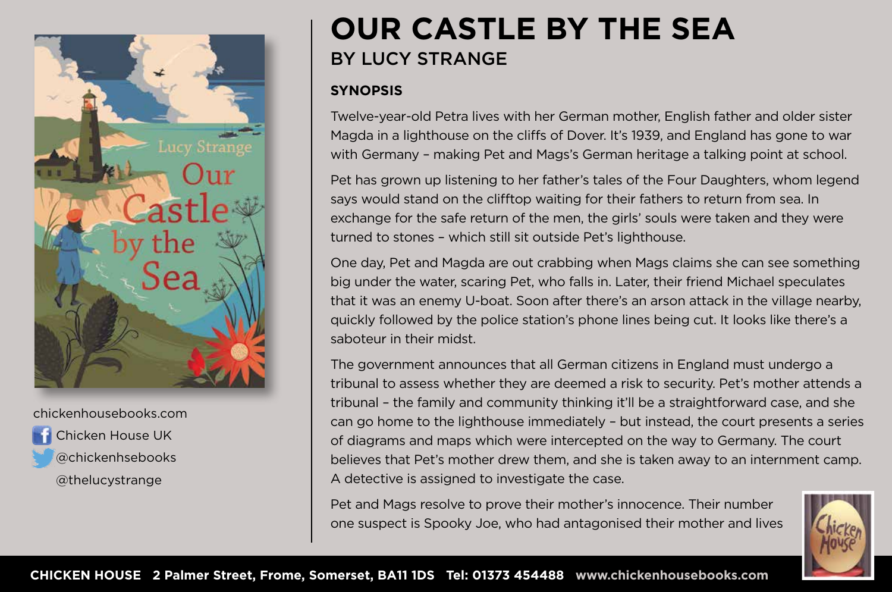# OUR CASTLE BY THE SEA

## BY LUCY STRANGE

### SYNOPSIS

Twelve-year-old Petra lives with her German mother, English father and older sister Magda in a lighthouse on the cliffs of Dover. It's 1939, and England has gone to war with Germany – making Pet and Mags's German heritage a talking point at school.

Pet has grown up listening to her father's tales of the Four Daughters, whom legend says would stand on the clifftop waiting for their fathers to return from sea. In exchange for the safe return of the men, the girls' souls were taken and they were turned to stones – which still sit outside Pet's lighthouse.

One day, Pet and Magda are out crabbing when Mags claims she can see something big under the water, scaring Pet, who falls in. Later, their friend Michael speculates that it was an enemy U-boat. Soon after there's an arson attack in the village nearby, quickly followed by the police station's phone lines being cut. It looks like there's a saboteur in their midst.

The government announces that all German citizens in England must undergo a tribunal to assess whether they are deemed a risk to security. Pet's mother attends a tribunal – the family and community thinking it'll be a straightforward case, and she can go home to the lighthouse immediately – but instead, the court presents a series of diagrams and maps which were intercepted on the way to Germany. The court believes that Pet's mother drew them, and she is taken away to an internment camp. A detective is assigned to investigate the case.

Pet and Mags resolve to prove their mother's innocence. Their number one suspect is Spooky Joe, who had antagonised their mother and lives

chickenhousebooks.com
Chicken House UK
@chickenhsebooks
@thelucystrange

**CHICKEN HOUSE 2 Palmer Street, Frome, Somerset, BA11 1DS Tel: 01373 454488 www.chickenhousebooks.com**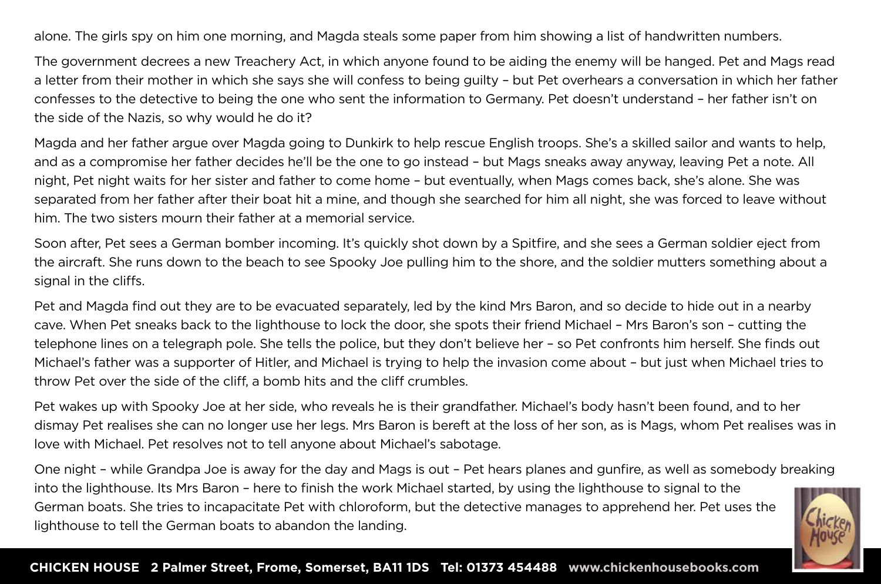alone. The girls spy on him one morning, and Magda steals some paper from him showing a list of handwritten numbers.

The government decrees a new Treachery Act, in which anyone found to be aiding the enemy will be hanged. Pet and Mags read a letter from their mother in which she says she will confess to being guilty – but Pet overhears a conversation in which her father confesses to the detective to being the one who sent the information to Germany. Pet doesn't understand – her father isn't on the side of the Nazis, so why would he do it?

Magda and her father argue over Magda going to Dunkirk to help rescue English troops. She's a skilled sailor and wants to help, and as a compromise her father decides he'll be the one to go instead – but Mags sneaks away anyway, leaving Pet a note. All night, Pet night waits for her sister and father to come home – but eventually, when Mags comes back, she's alone. She was separated from her father after their boat hit a mine, and though she searched for him all night, she was forced to leave without him. The two sisters mourn their father at a memorial service.

Soon after, Pet sees a German bomber incoming. It's quickly shot down by a Spitfire, and she sees a German soldier eject from the aircraft. She runs down to the beach to see Spooky Joe pulling him to the shore, and the soldier mutters something about a signal in the cliffs.

Pet and Magda find out they are to be evacuated separately, led by the kind Mrs Baron, and so decide to hide out in a nearby cave. When Pet sneaks back to the lighthouse to lock the door, she spots their friend Michael – Mrs Baron's son – cutting the telephone lines on a telegraph pole. She tells the police, but they don't believe her – so Pet confronts him herself. She finds out Michael's father was a supporter of Hitler, and Michael is trying to help the invasion come about – but just when Michael tries to throw Pet over the side of the cliff, a bomb hits and the cliff crumbles.

Pet wakes up with Spooky Joe at her side, who reveals he is their grandfather. Michael's body hasn't been found, and to her dismay Pet realises she can no longer use her legs. Mrs Baron is bereft at the loss of her son, as is Mags, whom Pet realises was in love with Michael. Pet resolves not to tell anyone about Michael's sabotage.

One night – while Grandpa Joe is away for the day and Mags is out – Pet hears planes and gunfire, as well as somebody breaking into the lighthouse. Its Mrs Baron – here to finish the work Michael started, by using the lighthouse to signal to the German boats. She tries to incapacitate Pet with chloroform, but the detective manages to apprehend her. Pet uses the lighthouse to tell the German boats to abandon the landing.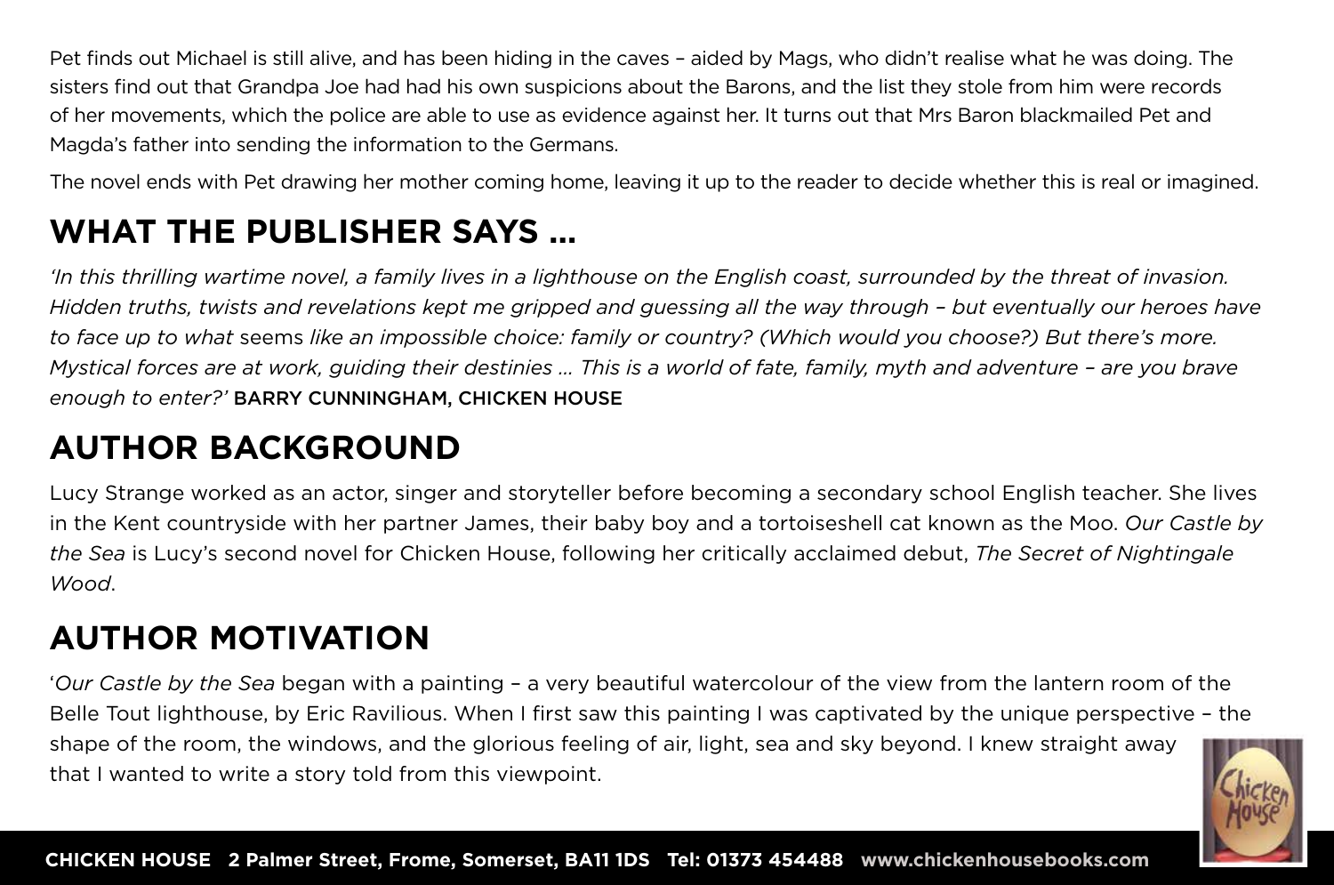Pet finds out Michael is still alive, and has been hiding in the caves – aided by Mags, who didn't realise what he was doing. The sisters find out that Grandpa Joe had had his own suspicions about the Barons, and the list they stole from him were records of her movements, which the police are able to use as evidence against her. It turns out that Mrs Baron blackmailed Pet and Magda's father into sending the information to the Germans.

The novel ends with Pet drawing her mother coming home, leaving it up to the reader to decide whether this is real or imagined.

## WHAT THE PUBLISHER SAYS ...

*'In this thrilling wartime novel, a family lives in a lighthouse on the English coast, surrounded by the threat of invasion. Hidden truths, twists and revelations kept me gripped and guessing all the way through – but eventually our heroes have to face up to what* seems *like an impossible choice: family or country? (Which would you choose?) But there's more. Mystical forces are at work, guiding their destinies ... This is a world of fate, family, myth and adventure – are you brave enough to enter?'* BARRY CUNNINGHAM, CHICKEN HOUSE

## AUTHOR BACKGROUND

Lucy Strange worked as an actor, singer and storyteller before becoming a secondary school English teacher. She lives in the Kent countryside with her partner James, their baby boy and a tortoiseshell cat known as the Moo. *Our Castle by the Sea* is Lucy's second novel for Chicken House, following her critically acclaimed debut, *The Secret of Nightingale Wood*.

## AUTHOR MOTIVATION

'*Our Castle by the Sea* began with a painting – a very beautiful watercolour of the view from the lantern room of the Belle Tout lighthouse, by Eric Ravilious. When I first saw this painting I was captivated by the unique perspective – the shape of the room, the windows, and the glorious feeling of air, light, sea and sky beyond. I knew straight away that I wanted to write a story told from this viewpoint.

**CHICKEN HOUSE 2 Palmer Street, Frome, Somerset, BA11 1DS Tel: 01373 454488 www.chickenhousebooks.com**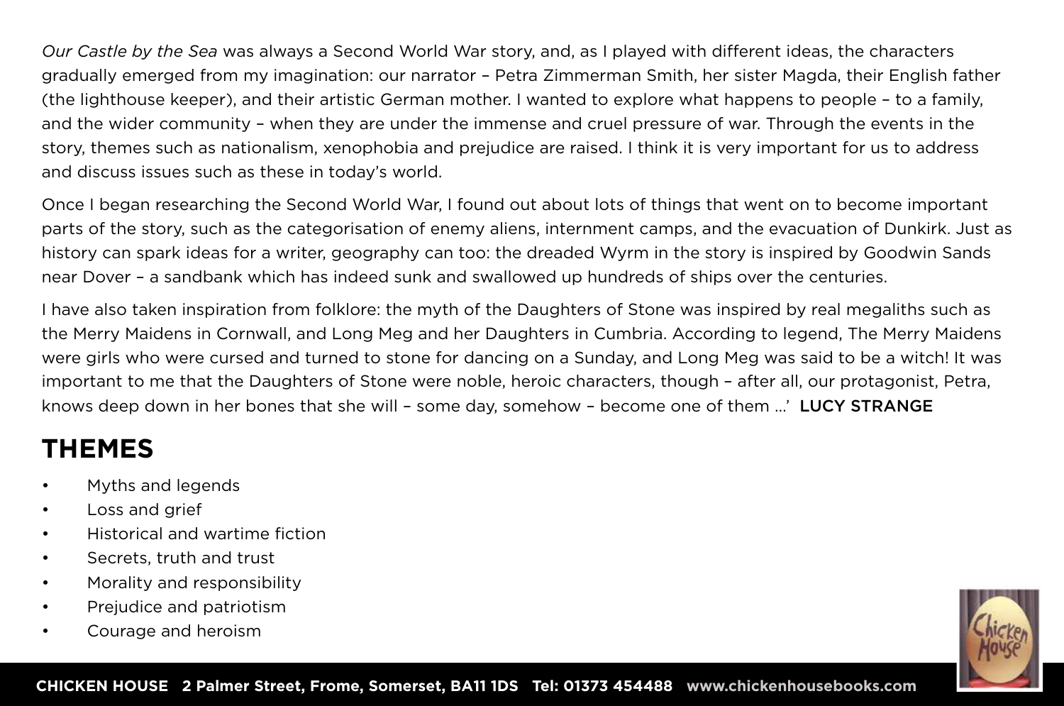*Our Castle by the Sea* was always a Second World War story, and, as I played with different ideas, the characters gradually emerged from my imagination: our narrator – Petra Zimmerman Smith, her sister Magda, their English father (the lighthouse keeper), and their artistic German mother. I wanted to explore what happens to people – to a family, and the wider community – when they are under the immense and cruel pressure of war. Through the events in the story, themes such as nationalism, xenophobia and prejudice are raised. I think it is very important for us to address and discuss issues such as these in today's world.

Once I began researching the Second World War, I found out about lots of things that went on to become important parts of the story, such as the categorisation of enemy aliens, internment camps, and the evacuation of Dunkirk. Just as history can spark ideas for a writer, geography can too: the dreaded Wyrm in the story is inspired by Goodwin Sands near Dover – a sandbank which has indeed sunk and swallowed up hundreds of ships over the centuries.

I have also taken inspiration from folklore: the myth of the Daughters of Stone was inspired by real megaliths such as the Merry Maidens in Cornwall, and Long Meg and her Daughters in Cumbria. According to legend, The Merry Maidens were girls who were cursed and turned to stone for dancing on a Sunday, and Long Meg was said to be a witch! It was important to me that the Daughters of Stone were noble, heroic characters, though – after all, our protagonist, Petra, knows deep down in her bones that she will – some day, somehow – become one of them ...' LUCY STRANGE

## THEMES

- Myths and legends
- Loss and grief
- Historical and wartime fiction
- Secrets, truth and trust
- Morality and responsibility
- Prejudice and patriotism
- Courage and heroism

**CHICKEN HOUSE 2 Palmer Street, Frome, Somerset, BA11 1DS Tel: 01373 454488 www.chickenhousebooks.com**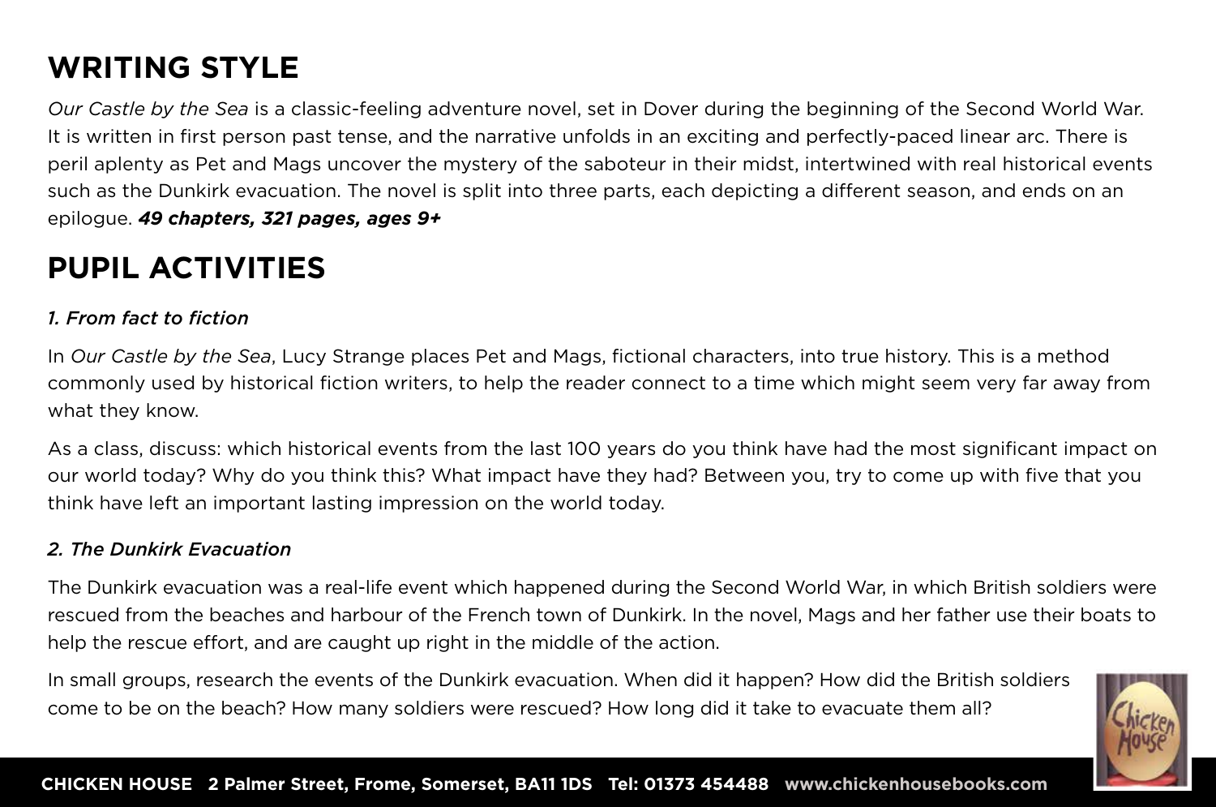## WRITING STYLE

*Our Castle by the Sea* is a classic-feeling adventure novel, set in Dover during the beginning of the Second World War. It is written in first person past tense, and the narrative unfolds in an exciting and perfectly-paced linear arc. There is peril aplenty as Pet and Mags uncover the mystery of the saboteur in their midst, intertwined with real historical events such as the Dunkirk evacuation. The novel is split into three parts, each depicting a different season, and ends on an epilogue. ***49 chapters, 321 pages, ages 9+***

## PUPIL ACTIVITIES

### *1. From fact to fiction*

In *Our Castle by the Sea*, Lucy Strange places Pet and Mags, fictional characters, into true history. This is a method commonly used by historical fiction writers, to help the reader connect to a time which might seem very far away from what they know.

As a class, discuss: which historical events from the last 100 years do you think have had the most significant impact on our world today? Why do you think this? What impact have they had? Between you, try to come up with five that you think have left an important lasting impression on the world today.

### *2. The Dunkirk Evacuation*

The Dunkirk evacuation was a real-life event which happened during the Second World War, in which British soldiers were rescued from the beaches and harbour of the French town of Dunkirk. In the novel, Mags and her father use their boats to help the rescue effort, and are caught up right in the middle of the action.

In small groups, research the events of the Dunkirk evacuation. When did it happen? How did the British soldiers come to be on the beach? How many soldiers were rescued? How long did it take to evacuate them all?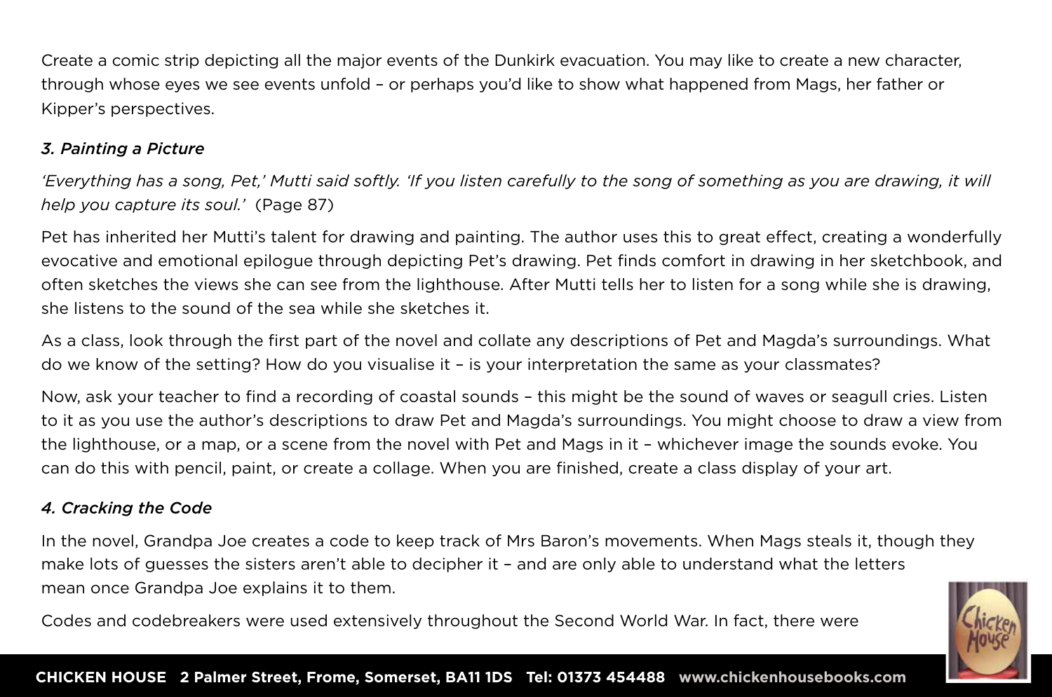Create a comic strip depicting all the major events of the Dunkirk evacuation. You may like to create a new character, through whose eyes we see events unfold – or perhaps you'd like to show what happened from Mags, her father or Kipper's perspectives.

### *3. Painting a Picture*

*'Everything has a song, Pet,' Mutti said softly. 'If you listen carefully to the song of something as you are drawing, it will help you capture its soul.'* (Page 87)

Pet has inherited her Mutti's talent for drawing and painting. The author uses this to great effect, creating a wonderfully evocative and emotional epilogue through depicting Pet's drawing. Pet finds comfort in drawing in her sketchbook, and often sketches the views she can see from the lighthouse. After Mutti tells her to listen for a song while she is drawing, she listens to the sound of the sea while she sketches it.

As a class, look through the first part of the novel and collate any descriptions of Pet and Magda's surroundings. What do we know of the setting? How do you visualise it – is your interpretation the same as your classmates?

Now, ask your teacher to find a recording of coastal sounds – this might be the sound of waves or seagull cries. Listen to it as you use the author's descriptions to draw Pet and Magda's surroundings. You might choose to draw a view from the lighthouse, or a map, or a scene from the novel with Pet and Mags in it – whichever image the sounds evoke. You can do this with pencil, paint, or create a collage. When you are finished, create a class display of your art.

### *4. Cracking the Code*

In the novel, Grandpa Joe creates a code to keep track of Mrs Baron's movements. When Mags steals it, though they make lots of guesses the sisters aren't able to decipher it – and are only able to understand what the letters mean once Grandpa Joe explains it to them.

Codes and codebreakers were used extensively throughout the Second World War. In fact, there were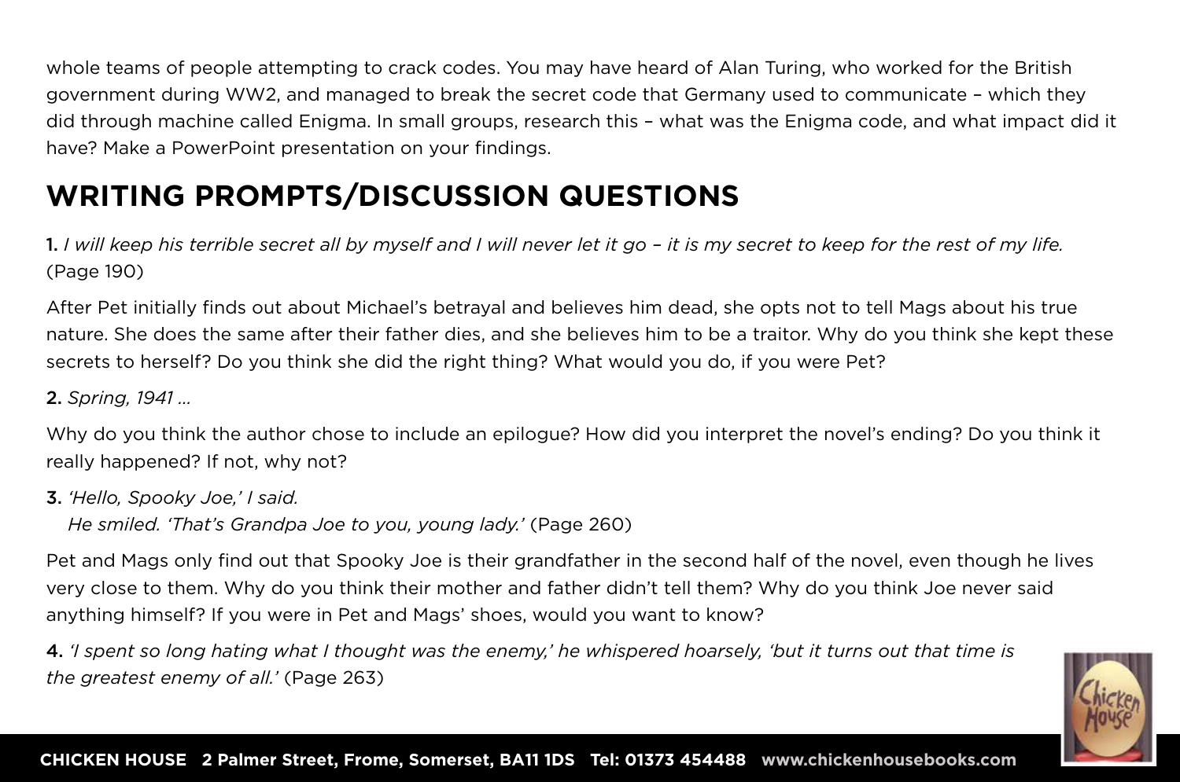whole teams of people attempting to crack codes. You may have heard of Alan Turing, who worked for the British government during WW2, and managed to break the secret code that Germany used to communicate – which they did through machine called Enigma. In small groups, research this – what was the Enigma code, and what impact did it have? Make a PowerPoint presentation on your findings.

## WRITING PROMPTS/DISCUSSION QUESTIONS

**1.** *I will keep his terrible secret all by myself and I will never let it go – it is my secret to keep for the rest of my life.* (Page 190)

After Pet initially finds out about Michael's betrayal and believes him dead, she opts not to tell Mags about his true nature. She does the same after their father dies, and she believes him to be a traitor. Why do you think she kept these secrets to herself? Do you think she did the right thing? What would you do, if you were Pet?

**2.** *Spring, 1941 …*

Why do you think the author chose to include an epilogue? How did you interpret the novel's ending? Do you think it really happened? If not, why not?

**3.** *'Hello, Spooky Joe,' I said.*
*He smiled. 'That's Grandpa Joe to you, young lady.'* (Page 260)

Pet and Mags only find out that Spooky Joe is their grandfather in the second half of the novel, even though he lives very close to them. Why do you think their mother and father didn't tell them? Why do you think Joe never said anything himself? If you were in Pet and Mags' shoes, would you want to know?

**4.** *'I spent so long hating what I thought was the enemy,' he whispered hoarsely, 'but it turns out that time is the greatest enemy of all.'* (Page 263)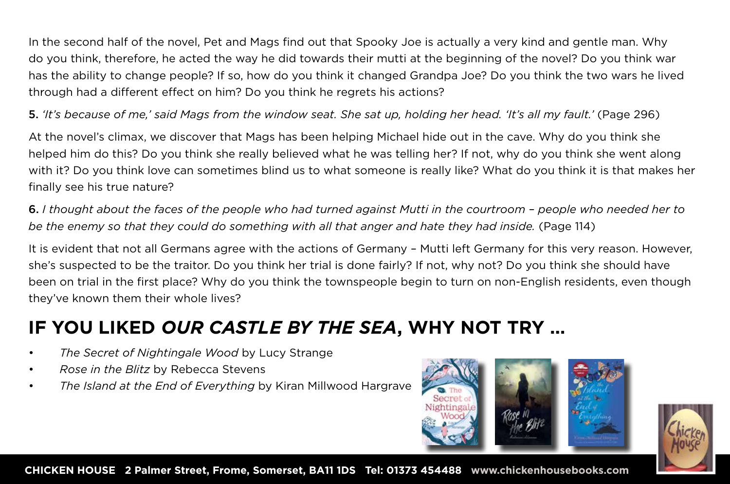In the second half of the novel, Pet and Mags find out that Spooky Joe is actually a very kind and gentle man. Why do you think, therefore, he acted the way he did towards their mutti at the beginning of the novel? Do you think war has the ability to change people? If so, how do you think it changed Grandpa Joe? Do you think the two wars he lived through had a different effect on him? Do you think he regrets his actions?

**5.** *'It's because of me,' said Mags from the window seat. She sat up, holding her head. 'It's all my fault.'* (Page 296)

At the novel's climax, we discover that Mags has been helping Michael hide out in the cave. Why do you think she helped him do this? Do you think she really believed what he was telling her? If not, why do you think she went along with it? Do you think love can sometimes blind us to what someone is really like? What do you think it is that makes her finally see his true nature?

**6.** *I thought about the faces of the people who had turned against Mutti in the courtroom – people who needed her to be the enemy so that they could do something with all that anger and hate they had inside.* (Page 114)

It is evident that not all Germans agree with the actions of Germany – Mutti left Germany for this very reason. However, she's suspected to be the traitor. Do you think her trial is done fairly? If not, why not? Do you think she should have been on trial in the first place? Why do you think the townspeople begin to turn on non-English residents, even though they've known them their whole lives?

## IF YOU LIKED *OUR CASTLE BY THE SEA*, WHY NOT TRY …

- *The Secret of Nightingale Wood* by Lucy Strange
- *Rose in the Blitz* by Rebecca Stevens
- *The Island at the End of Everything* by Kiran Millwood Hargrave

**CHICKEN HOUSE 2 Palmer Street, Frome, Somerset, BA11 1DS Tel: 01373 454488 www.chickenhousebooks.com**